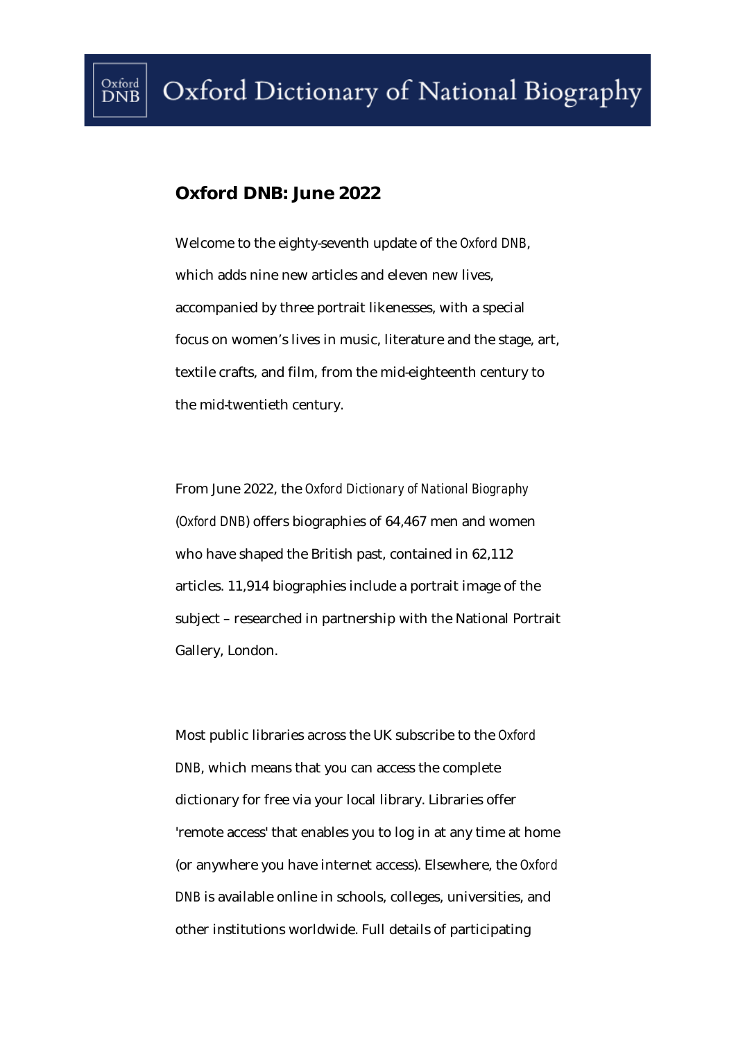# Oxford Dictionary of National Biography

## Oxford DNB: June 2022

Welcome to the eighty-seventh update of the *Oxford DNB*, which adds nine new articles and eleven new lives, accompanied by three portrait likenesses, with a special focus on women's lives in music, literature and the stage, art, textile crafts, and film, from the mid-eighteenth century to the mid-twentieth century.

From June 2022, the *Oxford Dictionary of National Biography* (*Oxford DNB*) offers biographies of 64,467 men and women who have shaped the British past, contained in 62,112 articles. 11,914 biographies include a portrait image of the subject – researched in partnership with the National Portrait Gallery, London.

Most public libraries across the UK subscribe to the *Oxford DNB*, which means that you can access the complete dictionary for free via your local library. Libraries offer 'remote access' that enables you to log in at any time at home (or anywhere you have internet access). Elsewhere, the *Oxford DNB* is available online in schools, colleges, universities, and other institutions worldwide. Full details of participating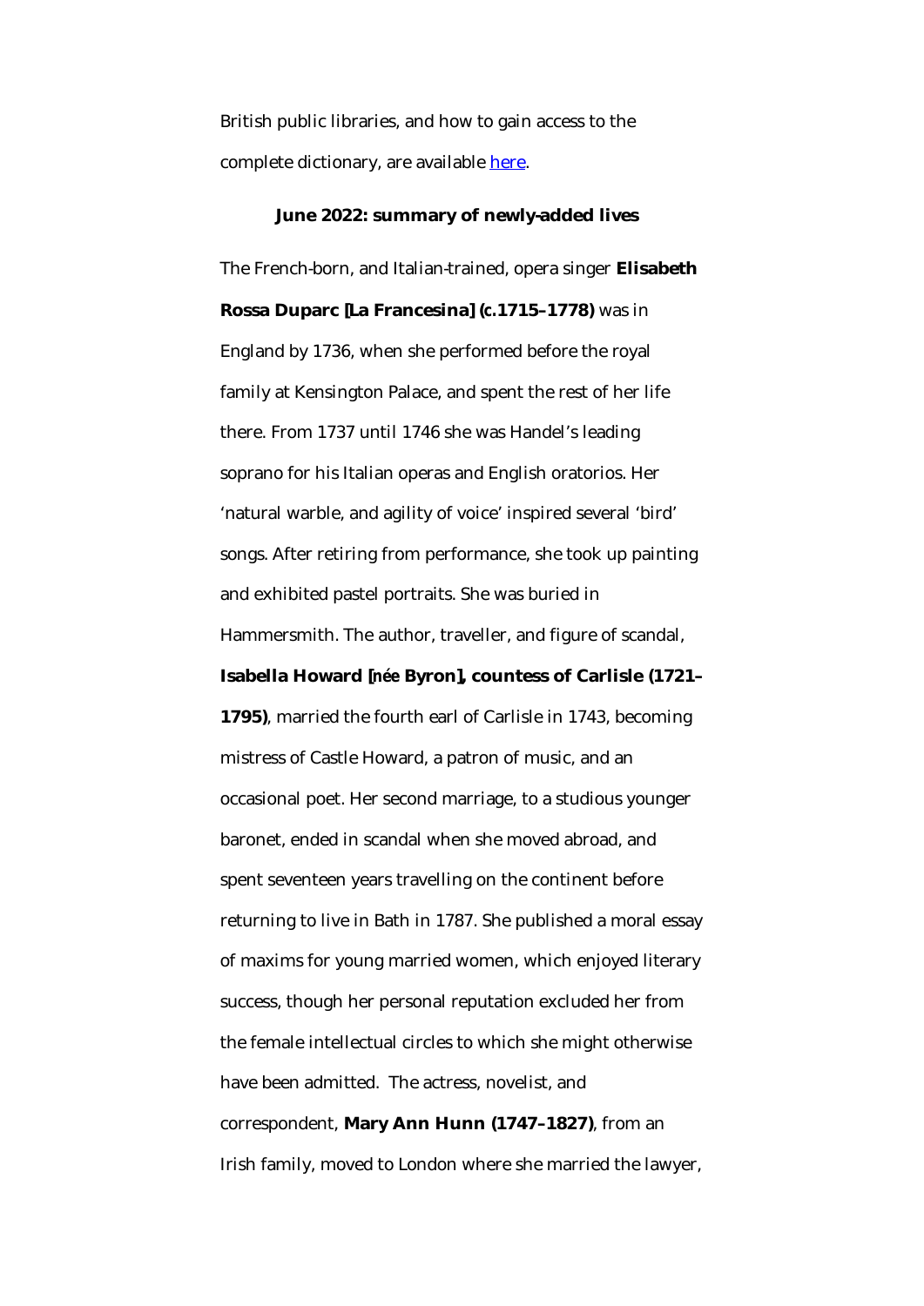British public libraries, and how to gain access to the complete dictionary, are available here.

**June 2022: summary of newly-added lives**

The French-born, and Italian-trained, opera singer **Elisabeth Rossa Duparc [La Francesina] (c.1715–1778)** was in England by 1736, when she performed before the royal family at Kensington Palace, and spent the rest of her life there. From 1737 until 1746 she was Handel's leading soprano for his Italian operas and English oratorios. Her 'natural warble, and agility of voice' inspired several 'bird' songs. After retiring from performance, she took up painting and exhibited pastel portraits. She was buried in Hammersmith. The author, traveller, and figure of scandal, **Isabella Howard [née Byron], countess of Carlisle (1721–1795)**, married the fourth earl of Carlisle in 1743, becoming mistress of Castle Howard, a patron of music, and an occasional poet. Her second marriage, to a studious younger baronet, ended in scandal when she moved abroad, and spent seventeen years travelling on the continent before returning to live in Bath in 1787. She published a moral essay of maxims for young married women, which enjoyed literary success, though her personal reputation excluded her from the female intellectual circles to which she might otherwise have been admitted. The actress, novelist, and correspondent, **Mary Ann Hunn (1747–1827)**, from an Irish family, moved to London where she married the lawyer,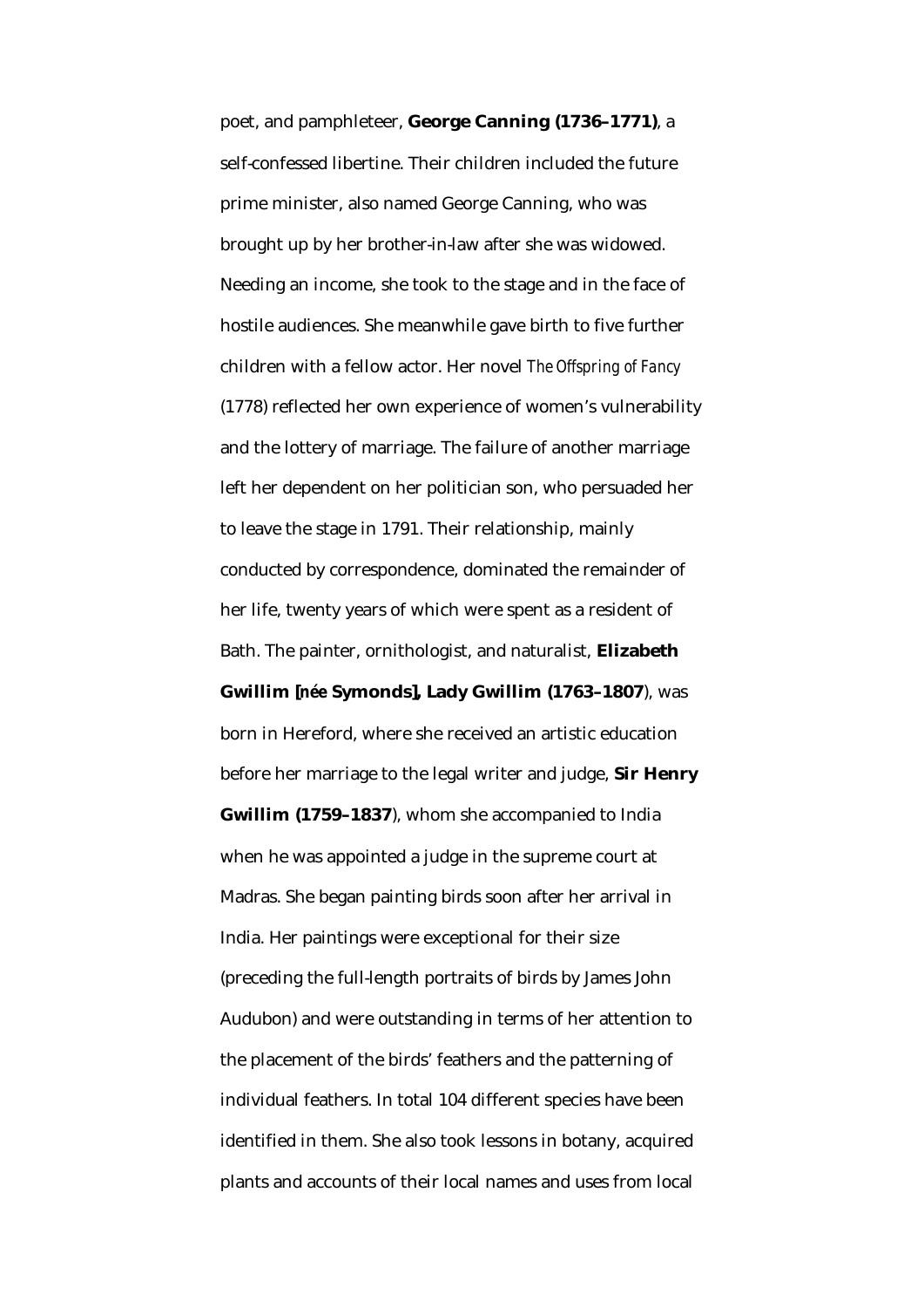poet, and pamphleteer, **George Canning (1736–1771)**, a self-confessed libertine. Their children included the future prime minister, also named George Canning, who was brought up by her brother-in-law after she was widowed. Needing an income, she took to the stage and in the face of hostile audiences. She meanwhile gave birth to five further children with a fellow actor. Her novel *The Offspring of Fancy* (1778) reflected her own experience of women's vulnerability and the lottery of marriage. The failure of another marriage left her dependent on her politician son, who persuaded her to leave the stage in 1791. Their relationship, mainly conducted by correspondence, dominated the remainder of her life, twenty years of which were spent as a resident of Bath. The painter, ornithologist, and naturalist, **Elizabeth Gwillim [*née* Symonds], Lady Gwillim (1763–1807**), was born in Hereford, where she received an artistic education before her marriage to the legal writer and judge, **Sir Henry Gwillim (1759–1837**), whom she accompanied to India when he was appointed a judge in the supreme court at Madras. She began painting birds soon after her arrival in India. Her paintings were exceptional for their size (preceding the full-length portraits of birds by James John Audubon) and were outstanding in terms of her attention to the placement of the birds' feathers and the patterning of individual feathers. In total 104 different species have been identified in them. She also took lessons in botany, acquired plants and accounts of their local names and uses from local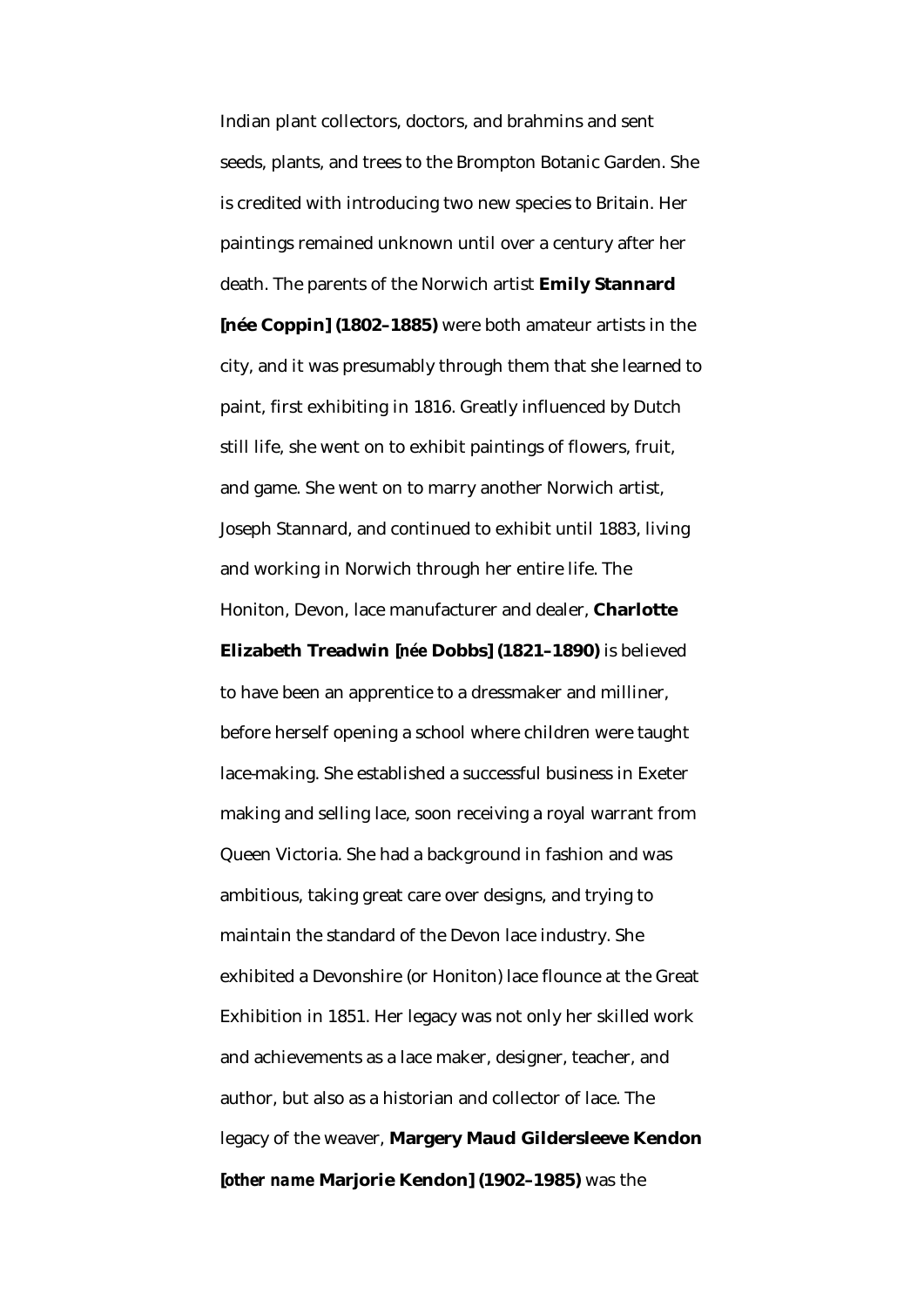Indian plant collectors, doctors, and brahmins and sent seeds, plants, and trees to the Brompton Botanic Garden. She is credited with introducing two new species to Britain. Her paintings remained unknown until over a century after her death. The parents of the Norwich artist **Emily Stannard [née Coppin] (1802–1885)** were both amateur artists in the city, and it was presumably through them that she learned to paint, first exhibiting in 1816. Greatly influenced by Dutch still life, she went on to exhibit paintings of flowers, fruit, and game. She went on to marry another Norwich artist, Joseph Stannard, and continued to exhibit until 1883, living and working in Norwich through her entire life. The Honiton, Devon, lace manufacturer and dealer, **Charlotte Elizabeth Treadwin [née Dobbs] (1821–1890)** is believed to have been an apprentice to a dressmaker and milliner, before herself opening a school where children were taught lace-making. She established a successful business in Exeter making and selling lace, soon receiving a royal warrant from Queen Victoria. She had a background in fashion and was ambitious, taking great care over designs, and trying to maintain the standard of the Devon lace industry. She exhibited a Devonshire (or Honiton) lace flounce at the Great Exhibition in 1851. Her legacy was not only her skilled work and achievements as a lace maker, designer, teacher, and author, but also as a historian and collector of lace. The legacy of the weaver, **Margery Maud Gildersleeve Kendon [other name Marjorie Kendon] (1902–1985)** was the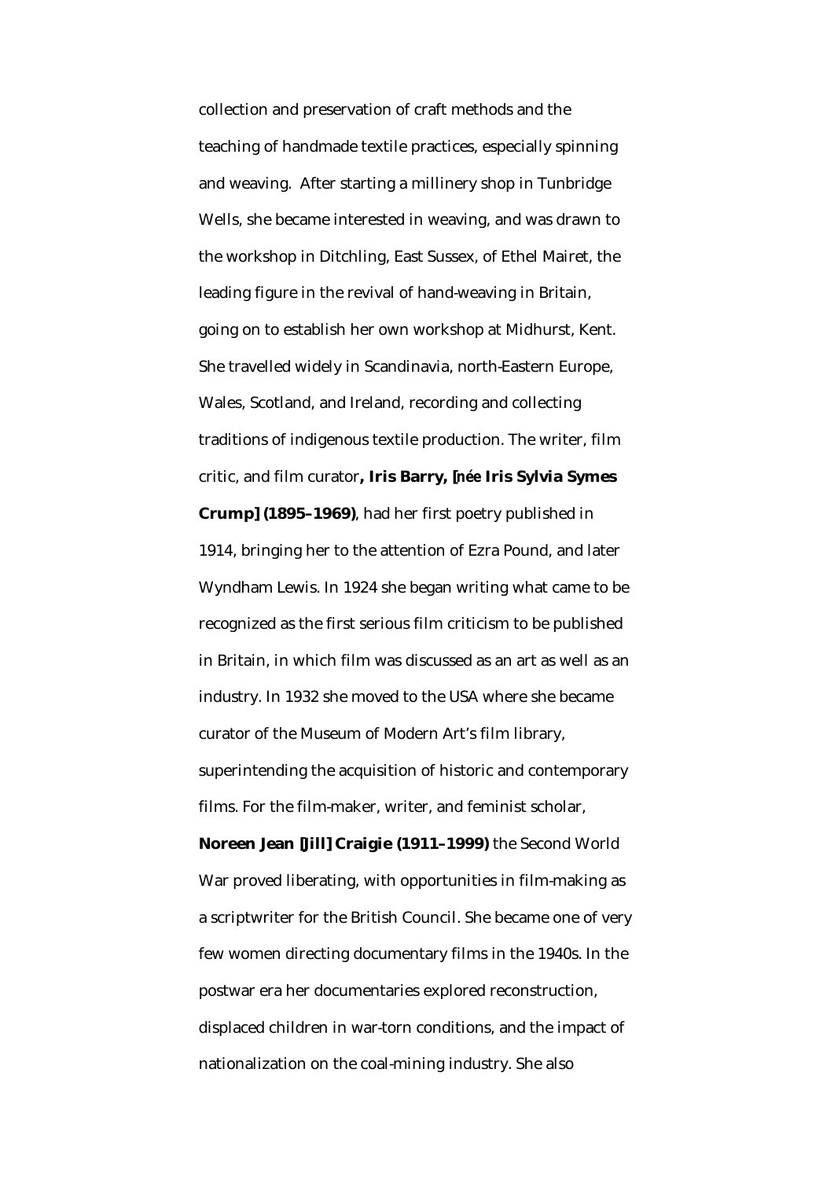collection and preservation of craft methods and the teaching of handmade textile practices, especially spinning and weaving.  After starting a millinery shop in Tunbridge Wells, she became interested in weaving, and was drawn to the workshop in Ditchling, East Sussex, of Ethel Mairet, the leading figure in the revival of hand-weaving in Britain, going on to establish her own workshop at Midhurst, Kent. She travelled widely in Scandinavia, north-Eastern Europe, Wales, Scotland, and Ireland, recording and collecting traditions of indigenous textile production. The writer, film critic, and film curator**, Iris Barry, [née Iris Sylvia Symes Crump] (1895–1969)**, had her first poetry published in 1914, bringing her to the attention of Ezra Pound, and later Wyndham Lewis. In 1924 she began writing what came to be recognized as the first serious film criticism to be published in Britain, in which film was discussed as an art as well as an industry. In 1932 she moved to the USA where she became curator of the Museum of Modern Art's film library, superintending the acquisition of historic and contemporary films. For the film-maker, writer, and feminist scholar, **Noreen Jean [Jill] Craigie (1911–1999)** the Second World War proved liberating, with opportunities in film-making as a scriptwriter for the British Council. She became one of very few women directing documentary films in the 1940s. In the postwar era her documentaries explored reconstruction, displaced children in war-torn conditions, and the impact of nationalization on the coal-mining industry. She also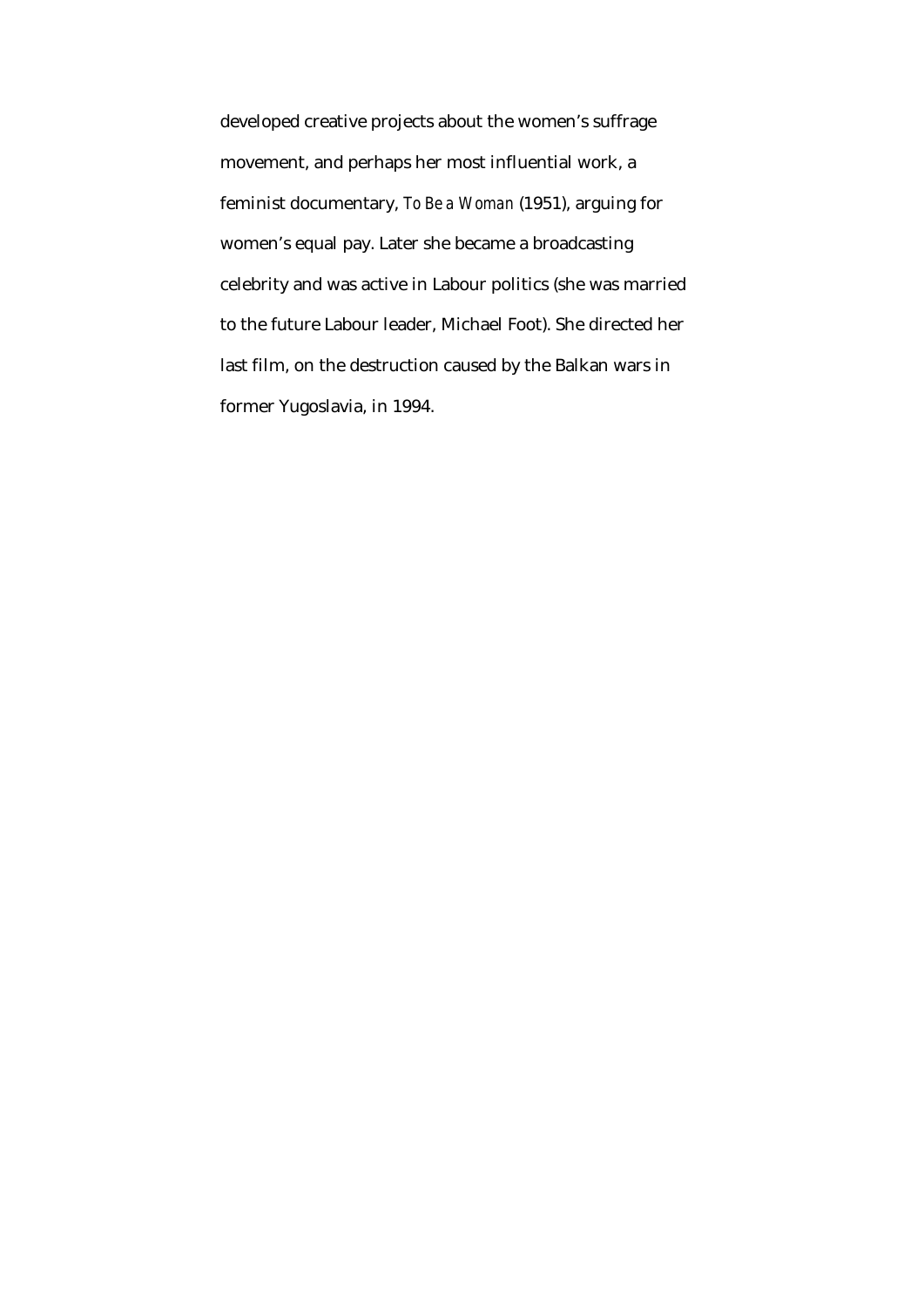developed creative projects about the women's suffrage movement, and perhaps her most influential work, a feminist documentary, *To Be a Woman* (1951), arguing for women's equal pay. Later she became a broadcasting celebrity and was active in Labour politics (she was married to the future Labour leader, Michael Foot). She directed her last film, on the destruction caused by the Balkan wars in former Yugoslavia, in 1994.